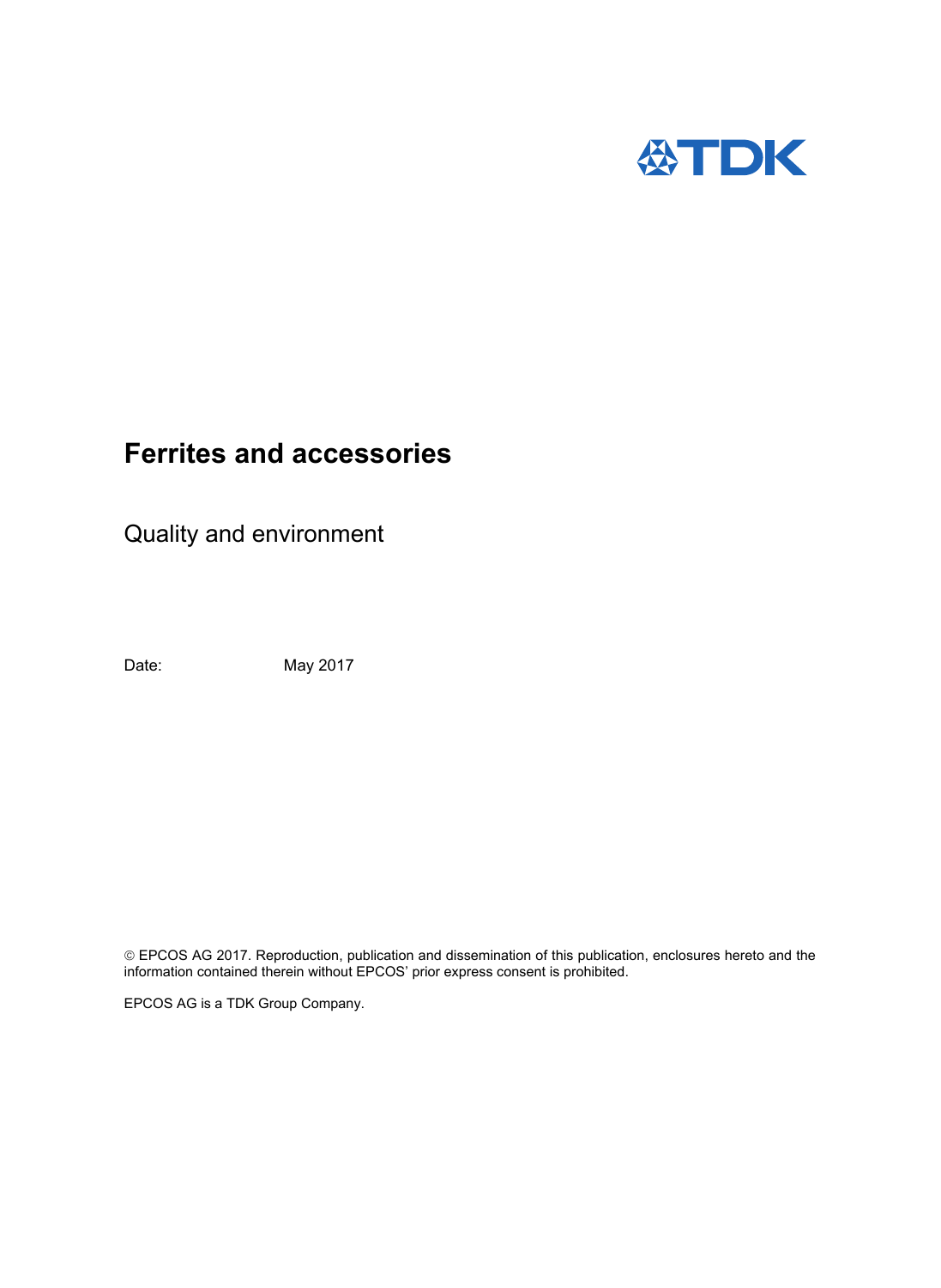# Ferrites and accessories

## Quality and environment

Date: May 2017

© EPCOS AG 2017. Reproduction, publication and dissemination of this publication, enclosures hereto and the information contained therein without EPCOS' prior express consent is prohibited.

EPCOS AG is a TDK Group Company.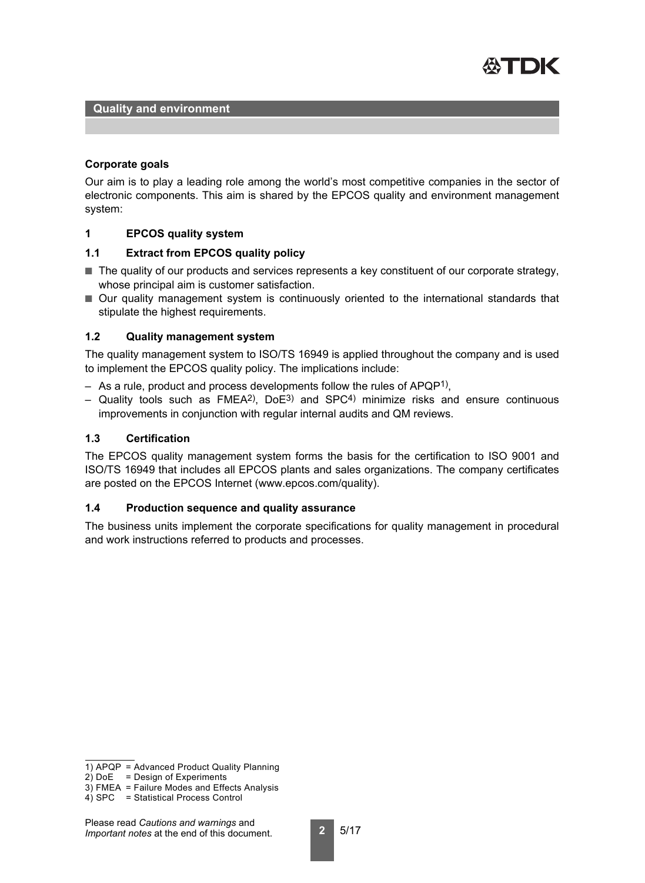## Quality and environment

**Corporate goals**

Our aim is to play a leading role among the world's most competitive companies in the sector of electronic components. This aim is shared by the EPCOS quality and environment management system:

### 1 EPCOS quality system

#### 1.1 Extract from EPCOS quality policy

- The quality of our products and services represents a key constituent of our corporate strategy, whose principal aim is customer satisfaction.
- Our quality management system is continuously oriented to the international standards that stipulate the highest requirements.

#### 1.2 Quality management system

The quality management system to ISO/TS 16949 is applied throughout the company and is used to implement the EPCOS quality policy. The implications include:

- As a rule, product and process developments follow the rules of APQP[1],
- Quality tools such as FMEA[2], DoE[3] and SPC[4] minimize risks and ensure continuous improvements in conjunction with regular internal audits and QM reviews.

#### 1.3 Certification

The EPCOS quality management system forms the basis for the certification to ISO 9001 and ISO/TS 16949 that includes all EPCOS plants and sales organizations. The company certificates are posted on the EPCOS Internet (www.epcos.com/quality).

#### 1.4 Production sequence and quality assurance

The business units implement the corporate specifications for quality management in procedural and work instructions referred to products and processes.

---

1) APQP = Advanced Product Quality Planning
2) DoE = Design of Experiments
3) FMEA = Failure Modes and Effects Analysis
4) SPC = Statistical Process Control

Please read *Cautions and warnings* and *Important notes* at the end of this document.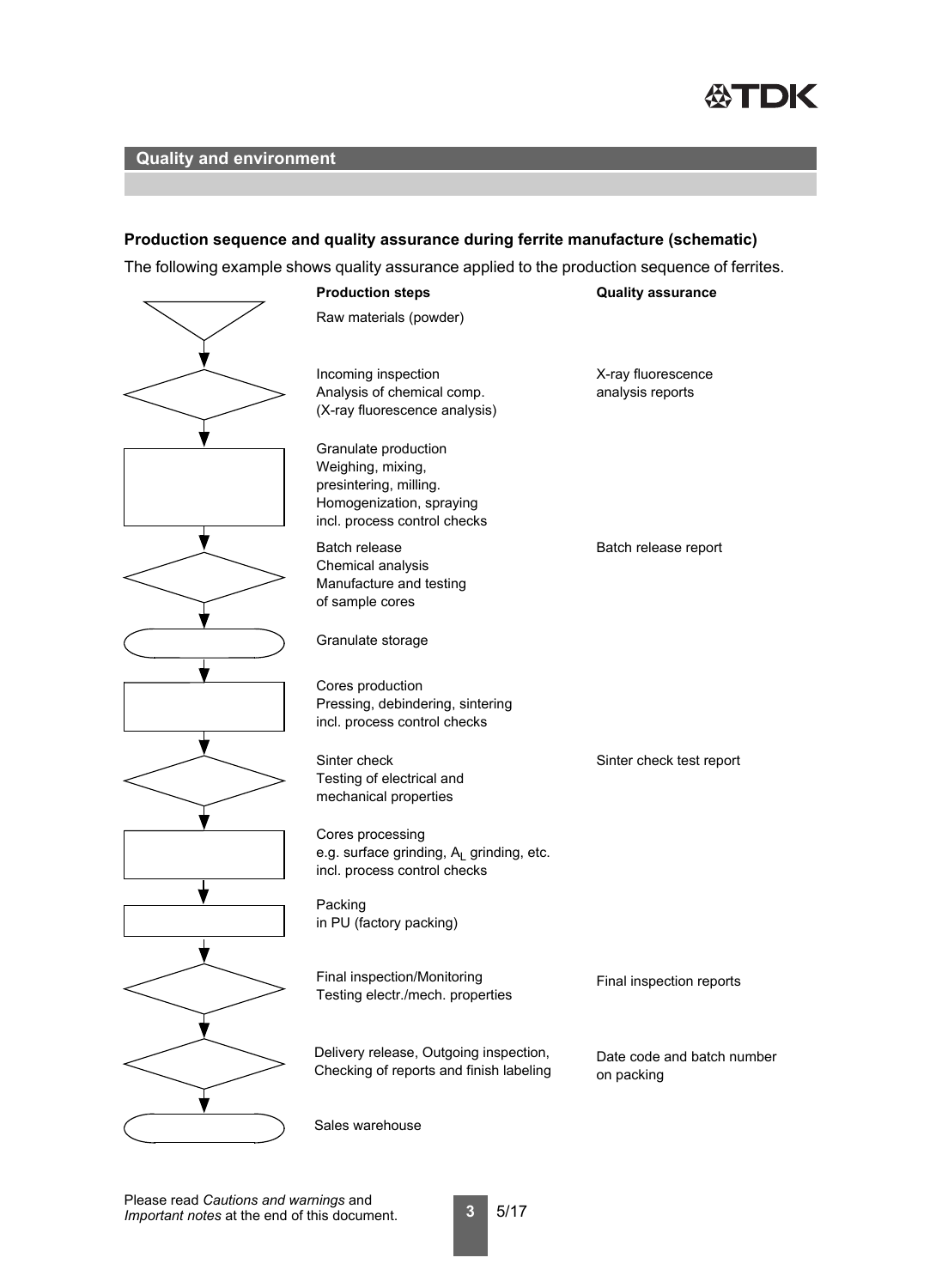## Quality and environment

### Production sequence and quality assurance during ferrite manufacture (schematic)

The following example shows quality assurance applied to the production sequence of ferrites.

| Production steps | Quality assurance |
| --- | --- |
| Raw materials (powder) | |
| Incoming inspection<br>Analysis of chemical comp.<br>(X-ray fluorescence analysis) | X-ray fluorescence analysis reports |
| Granulate production<br>Weighing, mixing,<br>presintering, milling.<br>Homogenization, spraying<br>incl. process control checks | |
| Batch release<br>Chemical analysis<br>Manufacture and testing<br>of sample cores | Batch release report |
| Granulate storage | |
| Cores production<br>Pressing, debindering, sintering<br>incl. process control checks | |
| Sinter check<br>Testing of electrical and<br>mechanical properties | Sinter check test report |
| Cores processing<br>e.g. surface grinding, $A_L$ grinding, etc.<br>incl. process control checks | |
| Packing<br>in PU (factory packing) | |
| Final inspection/Monitoring<br>Testing electr./mech. properties | Final inspection reports |
| Delivery release, Outgoing inspection,<br>Checking of reports and finish labeling | Date code and batch number on packing |
| Sales warehouse | |

Please read *Cautions and warnings* and *Important notes* at the end of this document.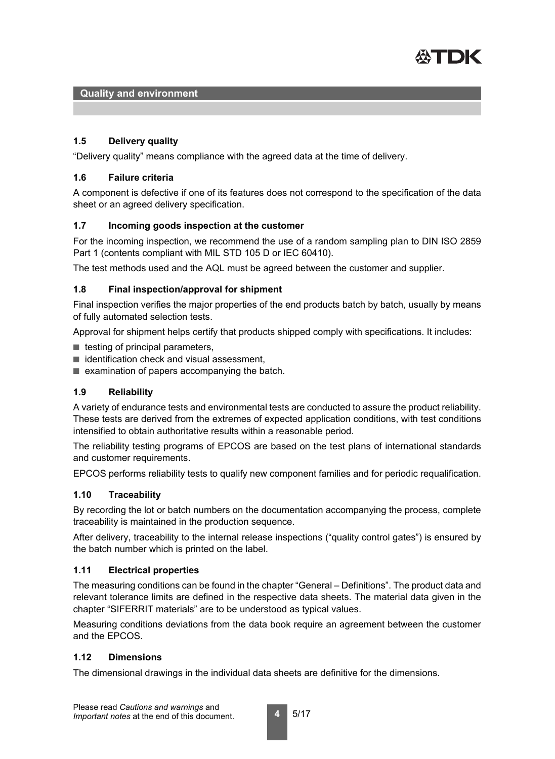## 1.5 Delivery quality

"Delivery quality" means compliance with the agreed data at the time of delivery.

## 1.6 Failure criteria

A component is defective if one of its features does not correspond to the specification of the data sheet or an agreed delivery specification.

## 1.7 Incoming goods inspection at the customer

For the incoming inspection, we recommend the use of a random sampling plan to DIN ISO 2859 Part 1 (contents compliant with MIL STD 105 D or IEC 60410).

The test methods used and the AQL must be agreed between the customer and supplier.

## 1.8 Final inspection/approval for shipment

Final inspection verifies the major properties of the end products batch by batch, usually by means of fully automated selection tests.

Approval for shipment helps certify that products shipped comply with specifications. It includes:

- testing of principal parameters,
- identification check and visual assessment,
- examination of papers accompanying the batch.

## 1.9 Reliability

A variety of endurance tests and environmental tests are conducted to assure the product reliability. These tests are derived from the extremes of expected application conditions, with test conditions intensified to obtain authoritative results within a reasonable period.

The reliability testing programs of EPCOS are based on the test plans of international standards and customer requirements.

EPCOS performs reliability tests to qualify new component families and for periodic requalification.

## 1.10 Traceability

By recording the lot or batch numbers on the documentation accompanying the process, complete traceability is maintained in the production sequence.

After delivery, traceability to the internal release inspections ("quality control gates") is ensured by the batch number which is printed on the label.

## 1.11 Electrical properties

The measuring conditions can be found in the chapter "General – Definitions". The product data and relevant tolerance limits are defined in the respective data sheets. The material data given in the chapter "SIFERRIT materials" are to be understood as typical values.

Measuring conditions deviations from the data book require an agreement between the customer and the EPCOS.

## 1.12 Dimensions

The dimensional drawings in the individual data sheets are definitive for the dimensions.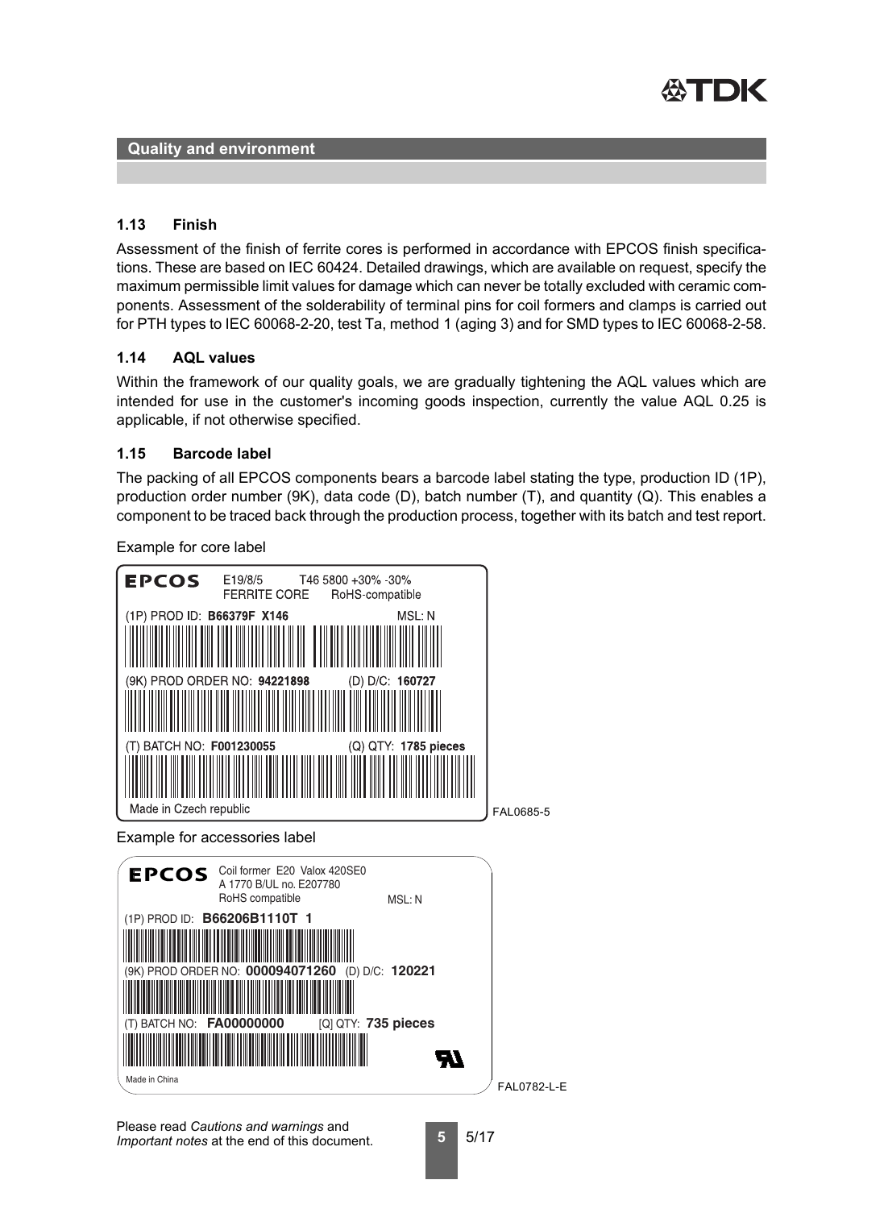## Quality and environment

### 1.13 Finish

Assessment of the finish of ferrite cores is performed in accordance with EPCOS finish specifications. These are based on IEC 60424. Detailed drawings, which are available on request, specify the maximum permissible limit values for damage which can never be totally excluded with ceramic components. Assessment of the solderability of terminal pins for coil formers and clamps is carried out for PTH types to IEC 60068-2-20, test Ta, method 1 (aging 3) and for SMD types to IEC 60068-2-58.

### 1.14 AQL values

Within the framework of our quality goals, we are gradually tightening the AQL values which are intended for use in the customer's incoming goods inspection, currently the value AQL 0.25 is applicable, if not otherwise specified.

### 1.15 Barcode label

The packing of all EPCOS components bears a barcode label stating the type, production ID (1P), production order number (9K), data code (D), batch number (T), and quantity (Q). This enables a component to be traced back through the production process, together with its batch and test report.

Example for core label

EPCOS E19/8/5 FERRITE CORE T46 5800 +30% -30% RoHS-compatible
(1P) PROD ID: **B66379F X146** MSL: N
(9K) PROD ORDER NO: **94221898** (D) D/C: **160727**
(T) BATCH NO: **F001230055** (Q) QTY: **1785 pieces**
Made in Czech republic

FAL0685-5

Example for accessories label

EPCOS Coil former E20 Valox 420SE0 A 1770 B/UL no. E207780 RoHS compatible MSL: N
(1P) PROD ID: **B66206B1110T 1**
(9K) PROD ORDER NO: **000094071260** (D) D/C: **120221**
(T) BATCH NO: **FA00000000** [Q] QTY: **735 pieces**
Made in China

FAL0782-L-E

Please read *Cautions and warnings* and *Important notes* at the end of this document.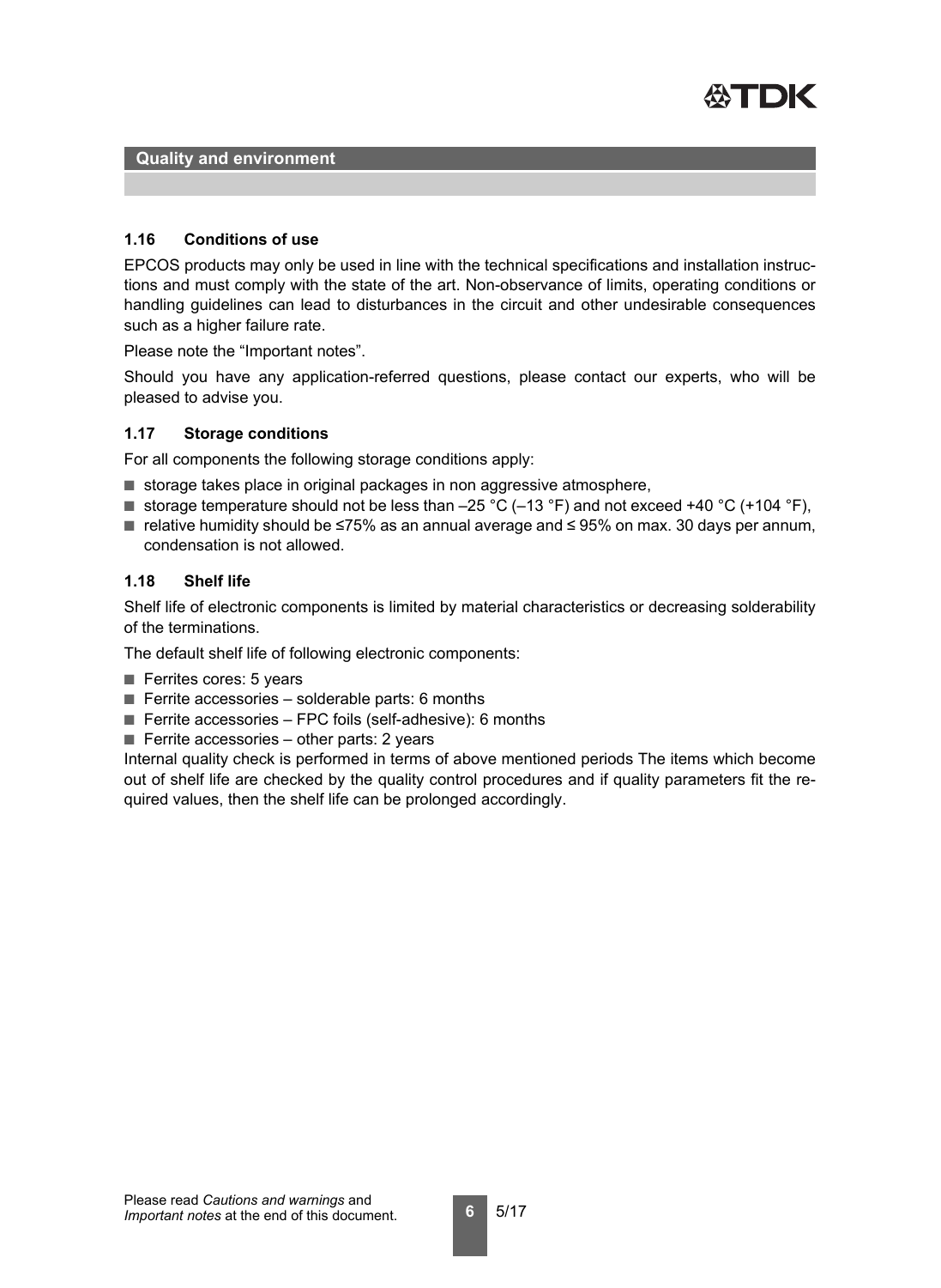## Quality and environment

### 1.16 Conditions of use

EPCOS products may only be used in line with the technical specifications and installation instructions and must comply with the state of the art. Non-observance of limits, operating conditions or handling guidelines can lead to disturbances in the circuit and other undesirable consequences such as a higher failure rate.

Please note the "Important notes".

Should you have any application-referred questions, please contact our experts, who will be pleased to advise you.

### 1.17 Storage conditions

For all components the following storage conditions apply:

- storage takes place in original packages in non aggressive atmosphere,
- storage temperature should not be less than –25 °C (–13 °F) and not exceed +40 °C (+104 °F),
- relative humidity should be ≤75% as an annual average and ≤ 95% on max. 30 days per annum, condensation is not allowed.

### 1.18 Shelf life

Shelf life of electronic components is limited by material characteristics or decreasing solderability of the terminations.

The default shelf life of following electronic components:

- Ferrites cores: 5 years
- Ferrite accessories – solderable parts: 6 months
- Ferrite accessories – FPC foils (self-adhesive): 6 months
- Ferrite accessories – other parts: 2 years

Internal quality check is performed in terms of above mentioned periods The items which become out of shelf life are checked by the quality control procedures and if quality parameters fit the required values, then the shelf life can be prolonged accordingly.

Please read *Cautions and warnings* and *Important notes* at the end of this document.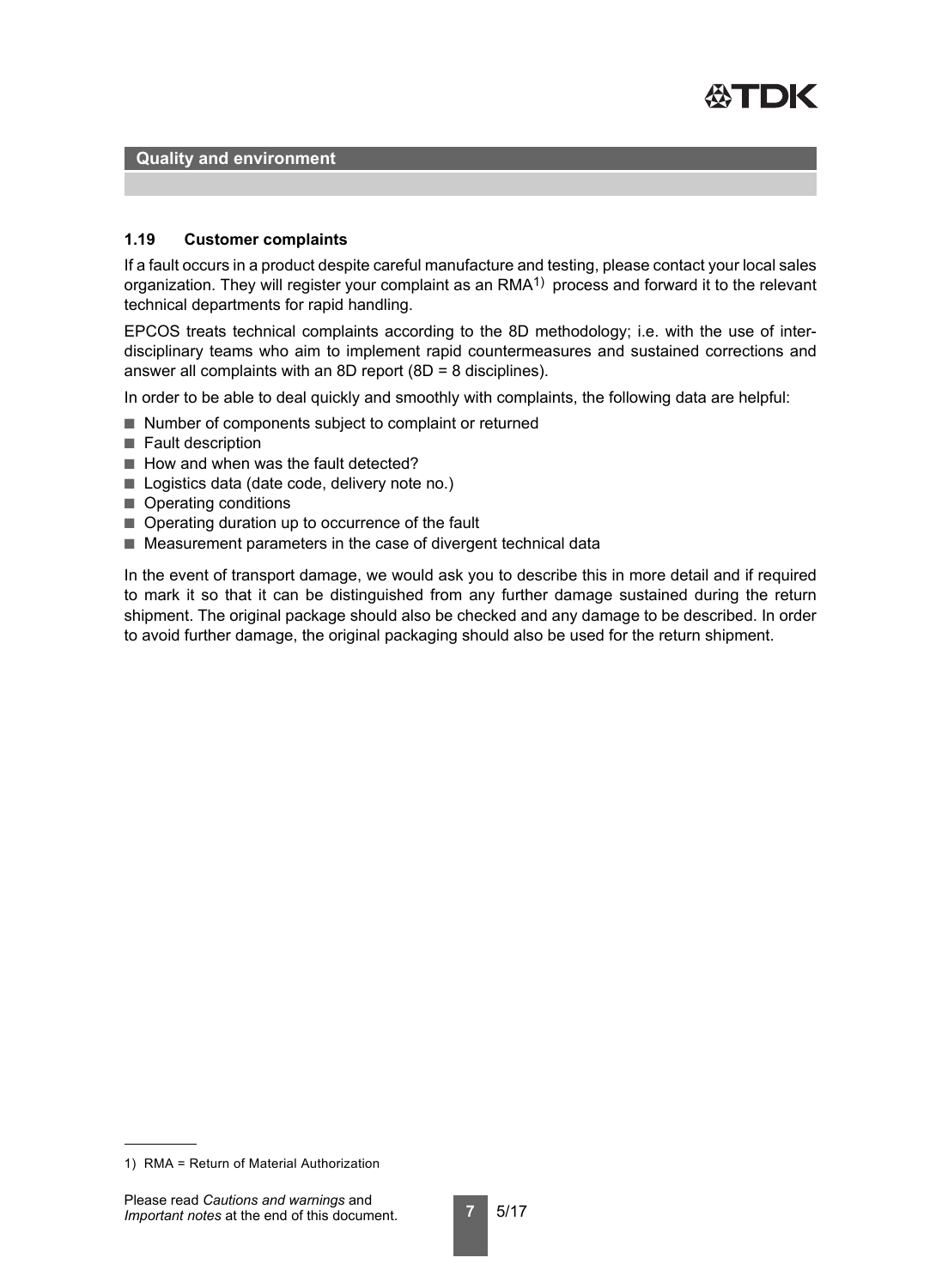## Quality and environment

### 1.19 Customer complaints

If a fault occurs in a product despite careful manufacture and testing, please contact your local sales organization. They will register your complaint as an RMA[1] process and forward it to the relevant technical departments for rapid handling.

EPCOS treats technical complaints according to the 8D methodology; i.e. with the use of inter-disciplinary teams who aim to implement rapid countermeasures and sustained corrections and answer all complaints with an 8D report (8D = 8 disciplines).

In order to be able to deal quickly and smoothly with complaints, the following data are helpful:

- Number of components subject to complaint or returned
- Fault description
- How and when was the fault detected?
- Logistics data (date code, delivery note no.)
- Operating conditions
- Operating duration up to occurrence of the fault
- Measurement parameters in the case of divergent technical data

In the event of transport damage, we would ask you to describe this in more detail and if required to mark it so that it can be distinguished from any further damage sustained during the return shipment. The original package should also be checked and any damage to be described. In order to avoid further damage, the original packaging should also be used for the return shipment.

1) RMA = Return of Material Authorization

Please read *Cautions and warnings* and *Important notes* at the end of this document.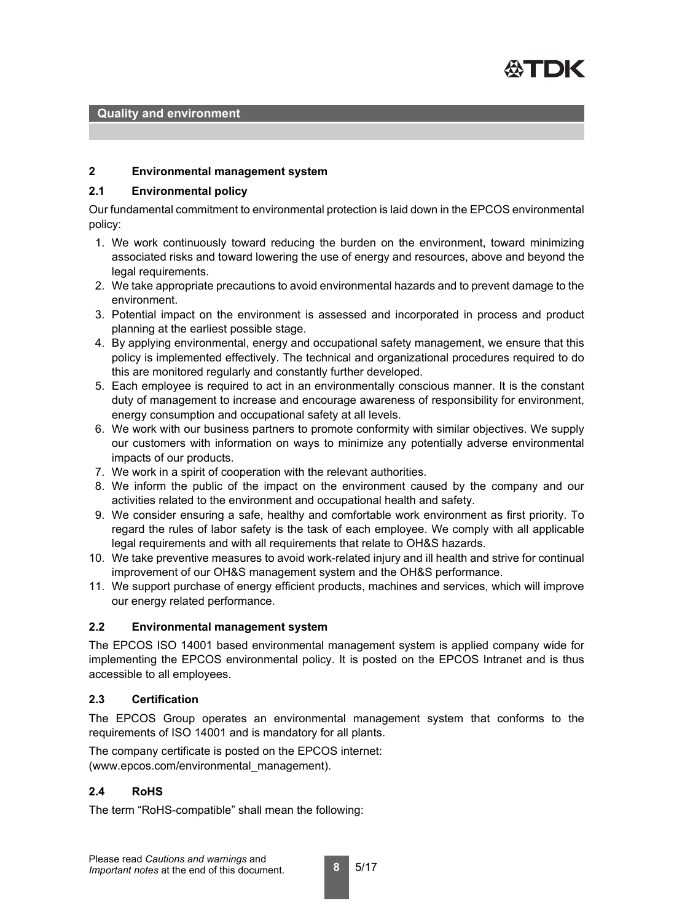## Quality and environment

## 2 Environmental management system

### 2.1 Environmental policy

Our fundamental commitment to environmental protection is laid down in the EPCOS environmental policy:

1. We work continuously toward reducing the burden on the environment, toward minimizing associated risks and toward lowering the use of energy and resources, above and beyond the legal requirements.
2. We take appropriate precautions to avoid environmental hazards and to prevent damage to the environment.
3. Potential impact on the environment is assessed and incorporated in process and product planning at the earliest possible stage.
4. By applying environmental, energy and occupational safety management, we ensure that this policy is implemented effectively. The technical and organizational procedures required to do this are monitored regularly and constantly further developed.
5. Each employee is required to act in an environmentally conscious manner. It is the constant duty of management to increase and encourage awareness of responsibility for environment, energy consumption and occupational safety at all levels.
6. We work with our business partners to promote conformity with similar objectives. We supply our customers with information on ways to minimize any potentially adverse environmental impacts of our products.
7. We work in a spirit of cooperation with the relevant authorities.
8. We inform the public of the impact on the environment caused by the company and our activities related to the environment and occupational health and safety.
9. We consider ensuring a safe, healthy and comfortable work environment as first priority. To regard the rules of labor safety is the task of each employee. We comply with all applicable legal requirements and with all requirements that relate to OH&S hazards.
10. We take preventive measures to avoid work-related injury and ill health and strive for continual improvement of our OH&S management system and the OH&S performance.
11. We support purchase of energy efficient products, machines and services, which will improve our energy related performance.

### 2.2 Environmental management system

The EPCOS ISO 14001 based environmental management system is applied company wide for implementing the EPCOS environmental policy. It is posted on the EPCOS Intranet and is thus accessible to all employees.

### 2.3 Certification

The EPCOS Group operates an environmental management system that conforms to the requirements of ISO 14001 and is mandatory for all plants.

The company certificate is posted on the EPCOS internet:
(www.epcos.com/environmental_management).

### 2.4 RoHS

The term "RoHS-compatible" shall mean the following: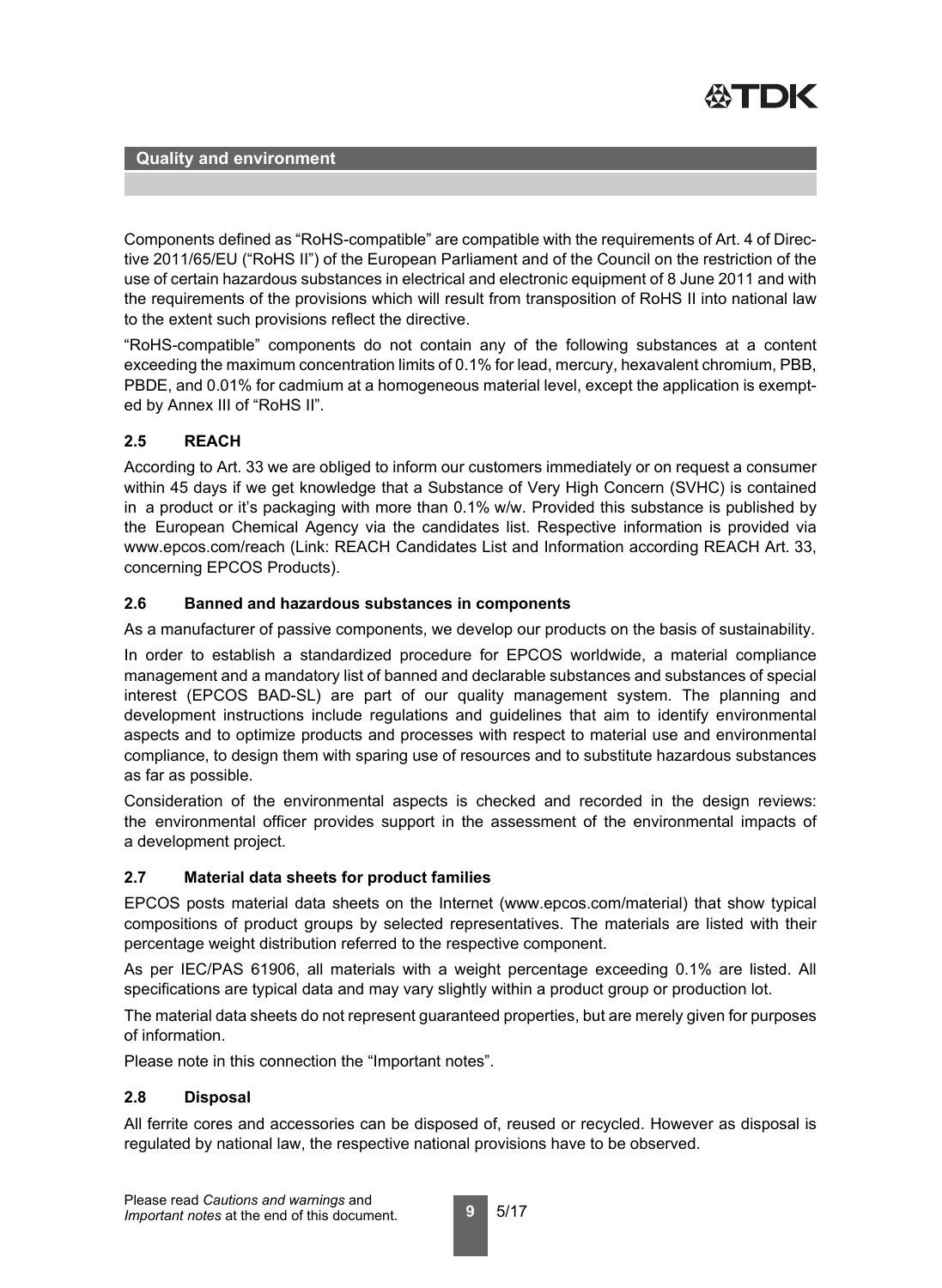## Quality and environment

Components defined as "RoHS-compatible" are compatible with the requirements of Art. 4 of Directive 2011/65/EU ("RoHS II") of the European Parliament and of the Council on the restriction of the use of certain hazardous substances in electrical and electronic equipment of 8 June 2011 and with the requirements of the provisions which will result from transposition of RoHS II into national law to the extent such provisions reflect the directive.

"RoHS-compatible" components do not contain any of the following substances at a content exceeding the maximum concentration limits of 0.1% for lead, mercury, hexavalent chromium, PBB, PBDE, and 0.01% for cadmium at a homogeneous material level, except the application is exempted by Annex III of "RoHS II".

### 2.5 REACH

According to Art. 33 we are obliged to inform our customers immediately or on request a consumer within 45 days if we get knowledge that a Substance of Very High Concern (SVHC) is contained in a product or it's packaging with more than 0.1% w/w. Provided this substance is published by the European Chemical Agency via the candidates list. Respective information is provided via www.epcos.com/reach (Link: REACH Candidates List and Information according REACH Art. 33, concerning EPCOS Products).

### 2.6 Banned and hazardous substances in components

As a manufacturer of passive components, we develop our products on the basis of sustainability.

In order to establish a standardized procedure for EPCOS worldwide, a material compliance management and a mandatory list of banned and declarable substances and substances of special interest (EPCOS BAD-SL) are part of our quality management system. The planning and development instructions include regulations and guidelines that aim to identify environmental aspects and to optimize products and processes with respect to material use and environmental compliance, to design them with sparing use of resources and to substitute hazardous substances as far as possible.

Consideration of the environmental aspects is checked and recorded in the design reviews: the environmental officer provides support in the assessment of the environmental impacts of a development project.

### 2.7 Material data sheets for product families

EPCOS posts material data sheets on the Internet (www.epcos.com/material) that show typical compositions of product groups by selected representatives. The materials are listed with their percentage weight distribution referred to the respective component.

As per IEC/PAS 61906, all materials with a weight percentage exceeding 0.1% are listed. All specifications are typical data and may vary slightly within a product group or production lot.

The material data sheets do not represent guaranteed properties, but are merely given for purposes of information.

Please note in this connection the "Important notes".

### 2.8 Disposal

All ferrite cores and accessories can be disposed of, reused or recycled. However as disposal is regulated by national law, the respective national provisions have to be observed.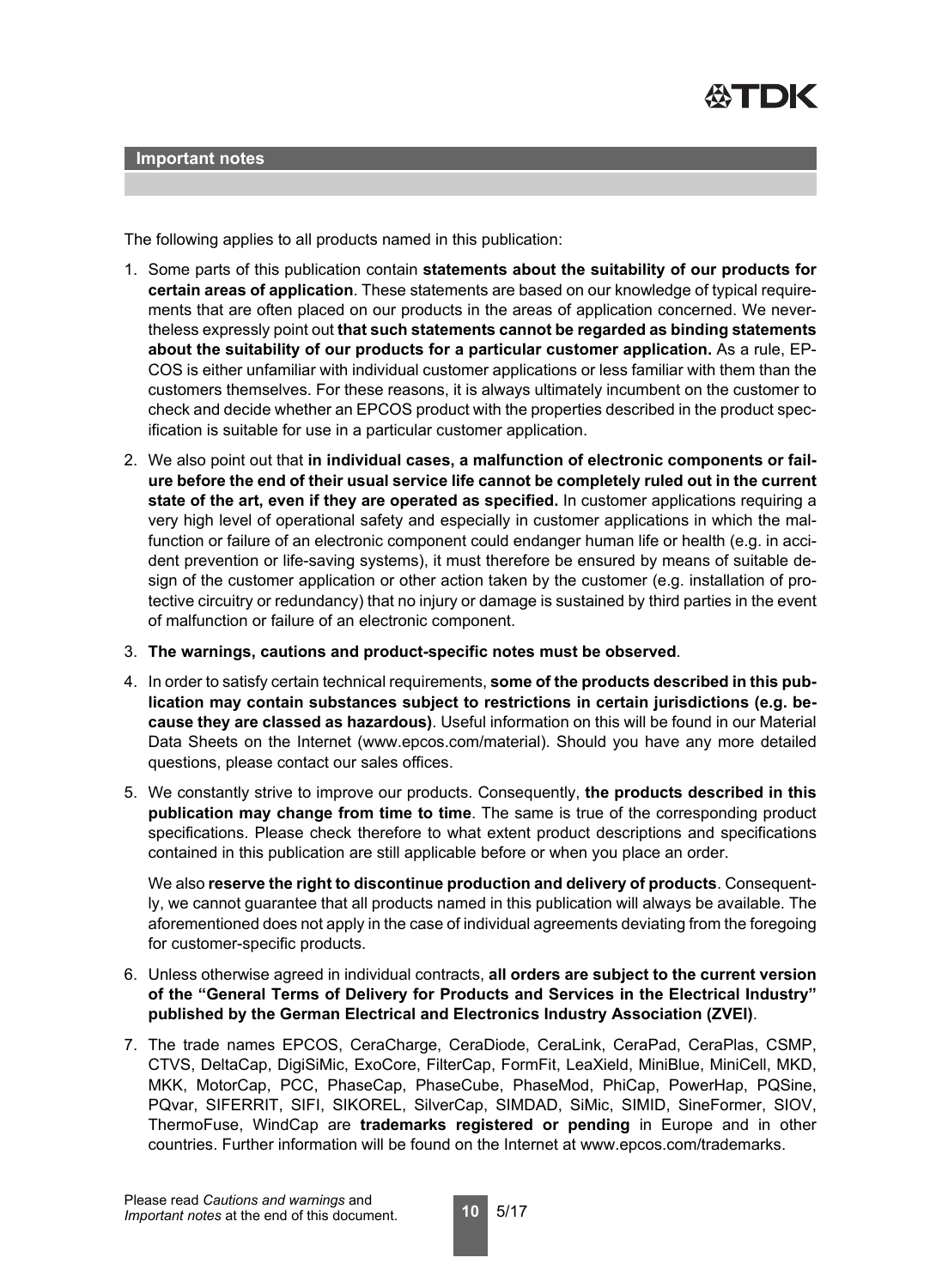## Important notes

The following applies to all products named in this publication:

1. Some parts of this publication contain **statements about the suitability of our products for certain areas of application**. These statements are based on our knowledge of typical requirements that are often placed on our products in the areas of application concerned. We nevertheless expressly point out **that such statements cannot be regarded as binding statements about the suitability of our products for a particular customer application.** As a rule, EPCOS is either unfamiliar with individual customer applications or less familiar with them than the customers themselves. For these reasons, it is always ultimately incumbent on the customer to check and decide whether an EPCOS product with the properties described in the product specification is suitable for use in a particular customer application.
2. We also point out that **in individual cases, a malfunction of electronic components or failure before the end of their usual service life cannot be completely ruled out in the current state of the art, even if they are operated as specified.** In customer applications requiring a very high level of operational safety and especially in customer applications in which the malfunction or failure of an electronic component could endanger human life or health (e.g. in accident prevention or life-saving systems), it must therefore be ensured by means of suitable design of the customer application or other action taken by the customer (e.g. installation of protective circuitry or redundancy) that no injury or damage is sustained by third parties in the event of malfunction or failure of an electronic component.
3. **The warnings, cautions and product-specific notes must be observed**.
4. In order to satisfy certain technical requirements, **some of the products described in this publication may contain substances subject to restrictions in certain jurisdictions (e.g. because they are classed as hazardous)**. Useful information on this will be found in our Material Data Sheets on the Internet (www.epcos.com/material). Should you have any more detailed questions, please contact our sales offices.
5. We constantly strive to improve our products. Consequently, **the products described in this publication may change from time to time**. The same is true of the corresponding product specifications. Please check therefore to what extent product descriptions and specifications contained in this publication are still applicable before or when you place an order.

   We also **reserve the right to discontinue production and delivery of products**. Consequently, we cannot guarantee that all products named in this publication will always be available. The aforementioned does not apply in the case of individual agreements deviating from the foregoing for customer-specific products.
6. Unless otherwise agreed in individual contracts, **all orders are subject to the current version of the "General Terms of Delivery for Products and Services in the Electrical Industry" published by the German Electrical and Electronics Industry Association (ZVEI)**.
7. The trade names EPCOS, CeraCharge, CeraDiode, CeraLink, CeraPad, CeraPlas, CSMP, CTVS, DeltaCap, DigiSiMic, ExoCore, FilterCap, FormFit, LeaXield, MiniBlue, MiniCell, MKD, MKK, MotorCap, PCC, PhaseCap, PhaseCube, PhaseMod, PhiCap, PowerHap, PQSine, PQvar, SIFERRIT, SIFI, SIKOREL, SilverCap, SIMDAD, SiMic, SIMID, SineFormer, SIOV, ThermoFuse, WindCap are **trademarks registered or pending** in Europe and in other countries. Further information will be found on the Internet at www.epcos.com/trademarks.